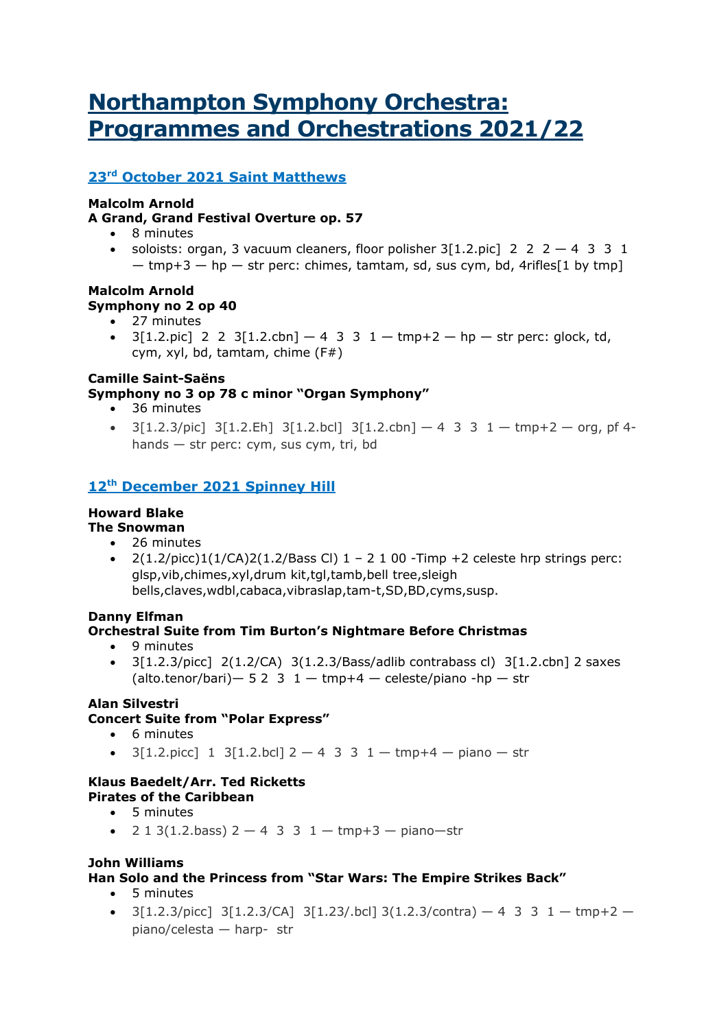// Northampton Symphony Orchestra: Programmes and Orchestrations 2021/22

## 23rd October 2021 Saint Matthews

**Malcolm Arnold**
**A Grand, Grand Festival Overture op. 57**

- 8 minutes
- soloists: organ, 3 vacuum cleaners, floor polisher 3[1.2.pic] 2 2 2 — 4 3 3 1 — tmp+3 — hp — str perc: chimes, tamtam, sd, sus cym, bd, 4rifles[1 by tmp]

**Malcolm Arnold**
**Symphony no 2 op 40**

- 27 minutes
- 3[1.2.pic] 2 2 3[1.2.cbn] — 4 3 3 1 — tmp+2 — hp — str perc: glock, td, cym, xyl, bd, tamtam, chime (F#)

**Camille Saint-Saëns**
**Symphony no 3 op 78 c minor "Organ Symphony"**

- 36 minutes
- 3[1.2.3/pic] 3[1.2.Eh] 3[1.2.bcl] 3[1.2.cbn] — 4 3 3 1 — tmp+2 — org, pf 4-hands — str perc: cym, sus cym, tri, bd

## 12th December 2021 Spinney Hill

**Howard Blake**
**The Snowman**

- 26 minutes
- 2(1.2/picc)1(1/CA)2(1.2/Bass Cl) 1 – 2 1 00 -Timp +2 celeste hrp strings perc: glsp,vib,chimes,xyl,drum kit,tgl,tamb,bell tree,sleigh bells,claves,wdbl,cabaca,vibraslap,tam-t,SD,BD,cyms,susp.

**Danny Elfman**
**Orchestral Suite from Tim Burton's Nightmare Before Christmas**

- 9 minutes
- 3[1.2.3/picc] 2(1.2/CA) 3(1.2.3/Bass/adlib contrabass cl) 3[1.2.cbn] 2 saxes (alto.tenor/bari)— 5 2 3 1 — tmp+4 — celeste/piano -hp — str

**Alan Silvestri**
**Concert Suite from "Polar Express"**

- 6 minutes
- 3[1.2.picc] 1 3[1.2.bcl] 2 — 4 3 3 1 — tmp+4 — piano — str

**Klaus Baedelt/Arr. Ted Ricketts**
**Pirates of the Caribbean**

- 5 minutes
- 2 1 3(1.2.bass) 2 — 4 3 3 1 — tmp+3 — piano—str

**John Williams**
**Han Solo and the Princess from "Star Wars: The Empire Strikes Back"**

- 5 minutes
- 3[1.2.3/picc] 3[1.2.3/CA] 3[1.23/.bcl] 3(1.2.3/contra) — 4 3 3 1 — tmp+2 — piano/celesta — harp- str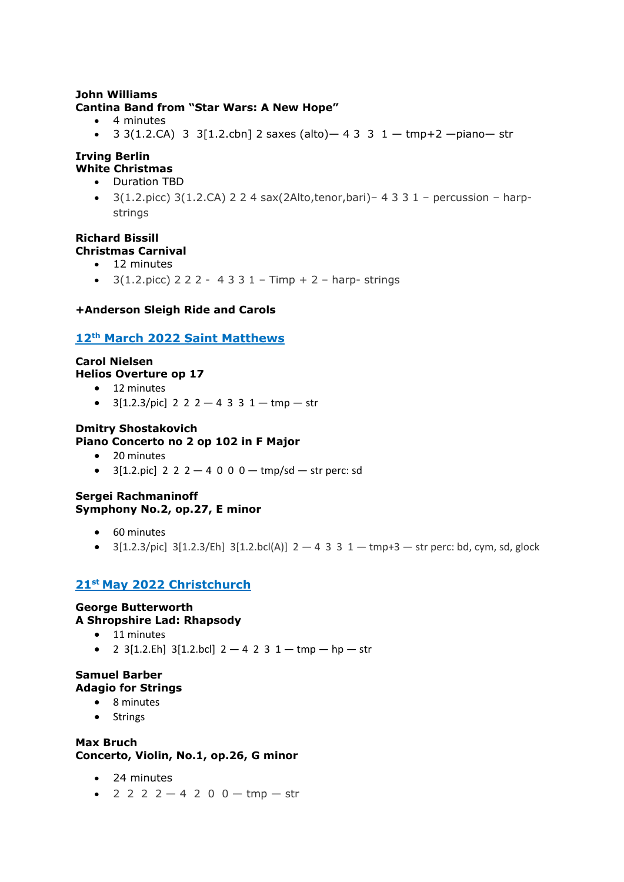**John Williams**
**Cantina Band from "Star Wars: A New Hope"**

- 4 minutes
- 3 3(1.2.CA) 3 3[1.2.cbn] 2 saxes (alto)— 4 3 3 1 — tmp+2 —piano— str

**Irving Berlin**
**White Christmas**

- Duration TBD
- 3(1.2.picc) 3(1.2.CA) 2 2 4 sax(2Alto,tenor,bari)– 4 3 3 1 – percussion – harp- strings

**Richard Bissill**
**Christmas Carnival**

- 12 minutes
- 3(1.2.picc) 2 2 2 - 4 3 3 1 – Timp + 2 – harp- strings

**+Anderson Sleigh Ride and Carols**

## 12th March 2022 Saint Matthews

**Carol Nielsen**
**Helios Overture op 17**

- 12 minutes
- 3[1.2.3/pic] 2 2 2 — 4 3 3 1 — tmp — str

**Dmitry Shostakovich**
**Piano Concerto no 2 op 102 in F Major**

- 20 minutes
- 3[1.2.pic] 2 2 2 — 4 0 0 0 — tmp/sd — str perc: sd

**Sergei Rachmaninoff**
**Symphony No.2, op.27, E minor**

- 60 minutes
- 3[1.2.3/pic] 3[1.2.3/Eh] 3[1.2.bcl(A)] 2 — 4 3 3 1 — tmp+3 — str perc: bd, cym, sd, glock

## 21st May 2022 Christchurch

**George Butterworth**
**A Shropshire Lad: Rhapsody**

- 11 minutes
- 2 3[1.2.Eh] 3[1.2.bcl] 2 — 4 2 3 1 — tmp — hp — str

**Samuel Barber**
**Adagio for Strings**

- 8 minutes
- Strings

**Max Bruch**
**Concerto, Violin, No.1, op.26, G minor**

- 24 minutes
- 2 2 2 2 — 4 2 0 0 — tmp — str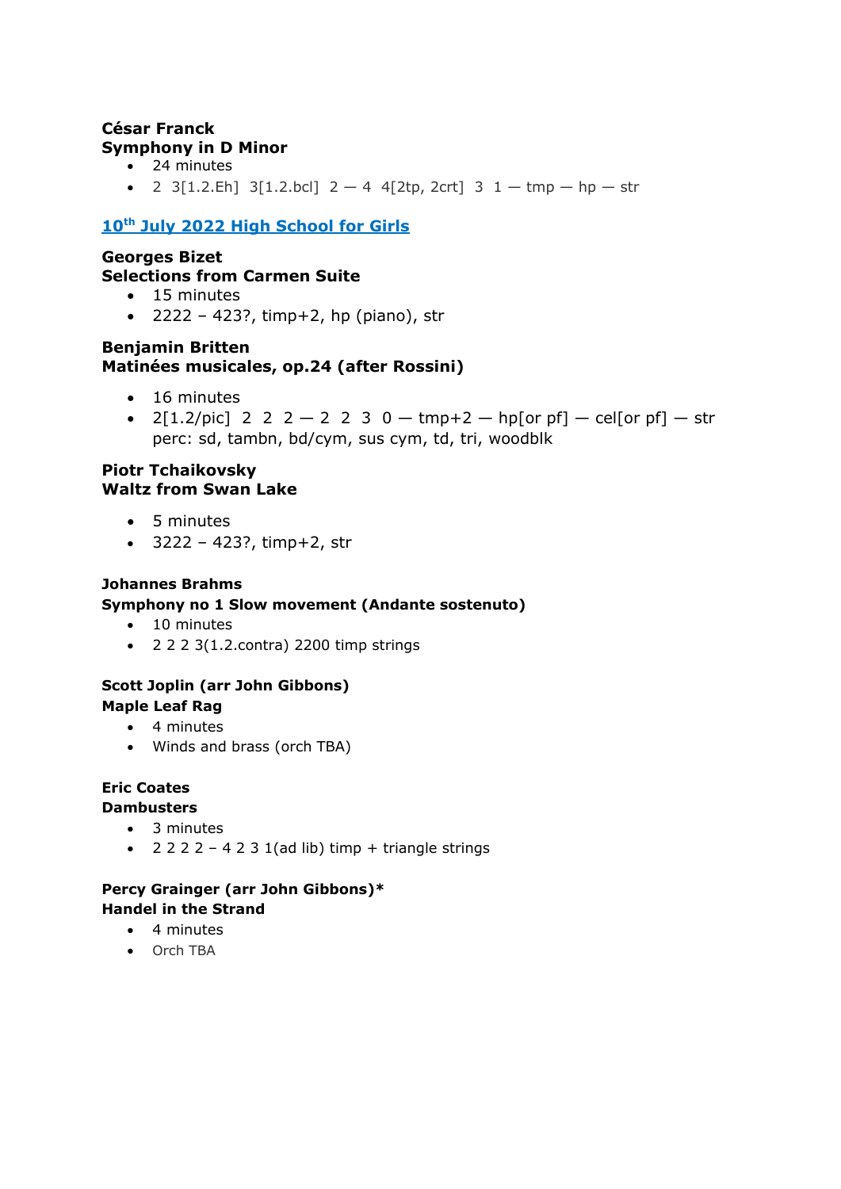**César Franck**
**Symphony in D Minor**

- 24 minutes
- 2 3[1.2.Eh] 3[1.2.bcl] 2 — 4 4[2tp, 2crt] 3 1 — tmp — hp — str

## 10th July 2022 High School for Girls

**Georges Bizet**
**Selections from Carmen Suite**

- 15 minutes
- 2222 – 423?, timp+2, hp (piano), str

**Benjamin Britten**
**Matinées musicales, op.24 (after Rossini)**

- 16 minutes
- 2[1.2/pic] 2 2 2 — 2 2 3 0 — tmp+2 — hp[or pf] — cel[or pf] — str
  perc: sd, tambn, bd/cym, sus cym, td, tri, woodblk

**Piotr Tchaikovsky**
**Waltz from Swan Lake**

- 5 minutes
- 3222 – 423?, timp+2, str

**Johannes Brahms**
**Symphony no 1 Slow movement (Andante sostenuto)**

- 10 minutes
- 2 2 2 3(1.2.contra) 2200 timp strings

**Scott Joplin (arr John Gibbons)**
**Maple Leaf Rag**

- 4 minutes
- Winds and brass (orch TBA)

**Eric Coates**
**Dambusters**

- 3 minutes
- 2 2 2 2 – 4 2 3 1(ad lib) timp + triangle strings

**Percy Grainger (arr John Gibbons)***
**Handel in the Strand**

- 4 minutes
- Orch TBA